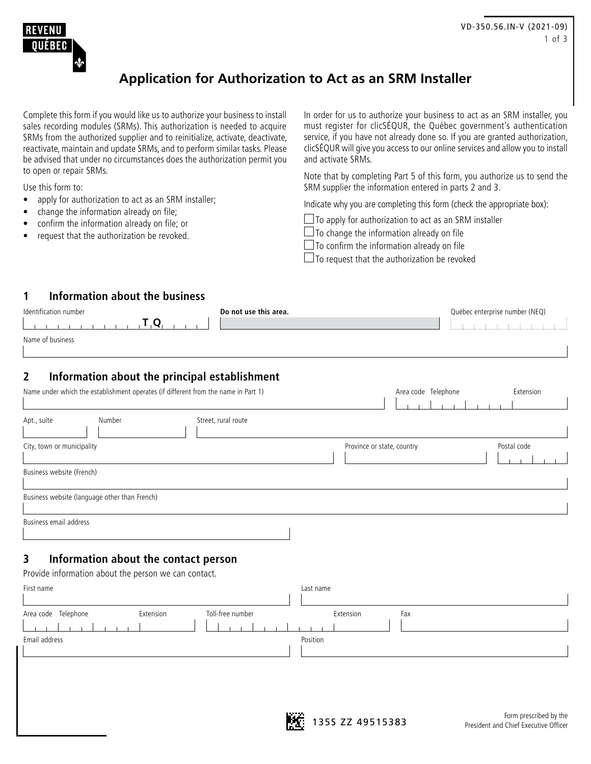REVENU QUÉBEC

# Application for Authorization to Act as an SRM Installer

Complete this form if you would like us to authorize your business to install sales recording modules (SRMs). This authorization is needed to acquire SRMs from the authorized supplier and to reinitialize, activate, deactivate, reactivate, maintain and update SRMs, and to perform similar tasks. Please be advised that under no circumstances does the authorization permit you to open or repair SRMs.

Use this form to:

- apply for authorization to act as an SRM installer;
- change the information already on file;
- confirm the information already on file; or
- request that the authorization be revoked.

In order for us to authorize your business to act as an SRM installer, you must register for clicSÉQUR, the Québec government's authentication service, if you have not already done so. If you are granted authorization, clicSÉQUR will give you access to our online services and allow you to install and activate SRMs.

Note that by completing Part 5 of this form, you authorize us to send the SRM supplier the information entered in parts 2 and 3.

Indicate why you are completing this form (check the appropriate box):

- ☐ To apply for authorization to act as an SRM installer
- ☐ To change the information already on file
- ☐ To confirm the information already on file
- ☐ To request that the authorization be revoked

## 1 Information about the business

Identification number: __________ TQ ____

**Do not use this area.**

Québec enterprise number (NEQ): __________

Name of business: __________

## 2 Information about the principal establishment

Name under which the establishment operates (if different from the name in Part 1): __________

Area code Telephone: __________ Extension: __________

Apt., suite: ______ Number: ______ Street, rural route: __________

City, town or municipality: __________ Province or state, country: __________ Postal code: __________

Business website (French): __________

Business website (language other than French): __________

Business email address: __________

## 3 Information about the contact person

Provide information about the person we can contact.

First name: __________ Last name: __________

Area code Telephone: __________ Extension: ______ Toll-free number: __________ Extension: ______ Fax: __________

Email address: __________ Position: __________

135S ZZ 49515383

Form prescribed by the President and Chief Executive Officer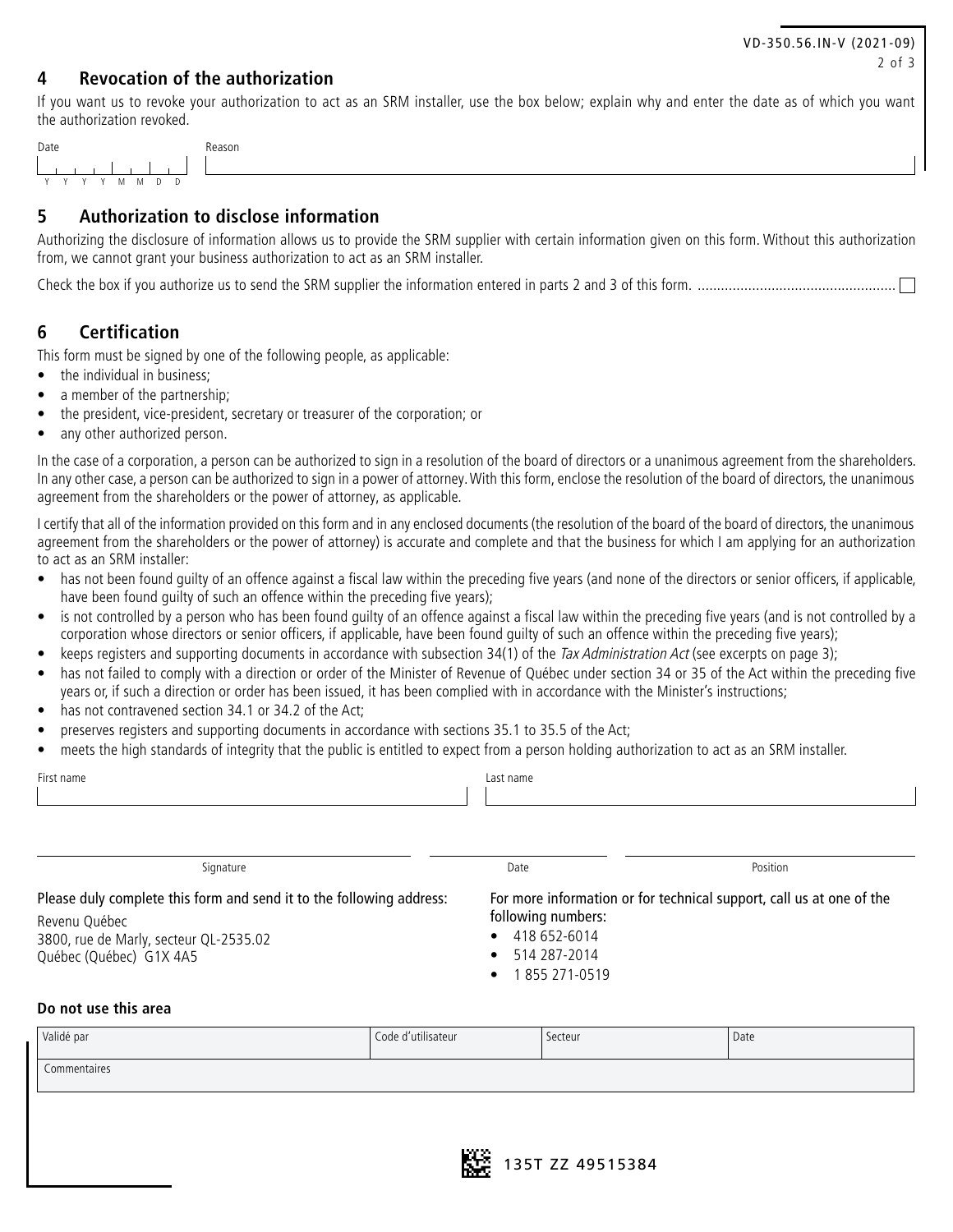## 4 Revocation of the authorization

If you want us to revoke your authorization to act as an SRM installer, use the box below; explain why and enter the date as of which you want the authorization revoked.

| Date (Y Y Y Y M M D D) | Reason |
|---|---|
| | |

## 5 Authorization to disclose information

Authorizing the disclosure of information allows us to provide the SRM supplier with certain information given on this form. Without this authorization from, we cannot grant your business authorization to act as an SRM installer.

Check the box if you authorize us to send the SRM supplier the information entered in parts 2 and 3 of this form. .................................................. ☐

## 6 Certification

This form must be signed by one of the following people, as applicable:

- the individual in business;
- a member of the partnership;
- the president, vice-president, secretary or treasurer of the corporation; or
- any other authorized person.

In the case of a corporation, a person can be authorized to sign in a resolution of the board of directors or a unanimous agreement from the shareholders. In any other case, a person can be authorized to sign in a power of attorney. With this form, enclose the resolution of the board of directors, the unanimous agreement from the shareholders or the power of attorney, as applicable.

I certify that all of the information provided on this form and in any enclosed documents (the resolution of the board of the board of directors, the unanimous agreement from the shareholders or the power of attorney) is accurate and complete and that the business for which I am applying for an authorization to act as an SRM installer:

- has not been found guilty of an offence against a fiscal law within the preceding five years (and none of the directors or senior officers, if applicable, have been found guilty of such an offence within the preceding five years);
- is not controlled by a person who has been found guilty of an offence against a fiscal law within the preceding five years (and is not controlled by a corporation whose directors or senior officers, if applicable, have been found guilty of such an offence within the preceding five years);
- keeps registers and supporting documents in accordance with subsection 34(1) of the *Tax Administration Act* (see excerpts on page 3);
- has not failed to comply with a direction or order of the Minister of Revenue of Québec under section 34 or 35 of the Act within the preceding five years or, if such a direction or order has been issued, it has been complied with in accordance with the Minister's instructions;
- has not contravened section 34.1 or 34.2 of the Act;
- preserves registers and supporting documents in accordance with sections 35.1 to 35.5 of the Act;
- meets the high standards of integrity that the public is entitled to expect from a person holding authorization to act as an SRM installer.

| First name | Last name |
|---|---|
| | |

| Signature | Date | Position |
|---|---|---|
| | | |

Please duly complete this form and send it to the following address:

Revenu Québec
3800, rue de Marly, secteur QL-2535.02
Québec (Québec) G1X 4A5

For more information or for technical support, call us at one of the following numbers:

- 418 652-6014
- 514 287-2014
- 1 855 271-0519

**Do not use this area**

| Validé par | Code d'utilisateur | Secteur | Date |
|---|---|---|---|
| Commentaires | | | |

135T ZZ 49515384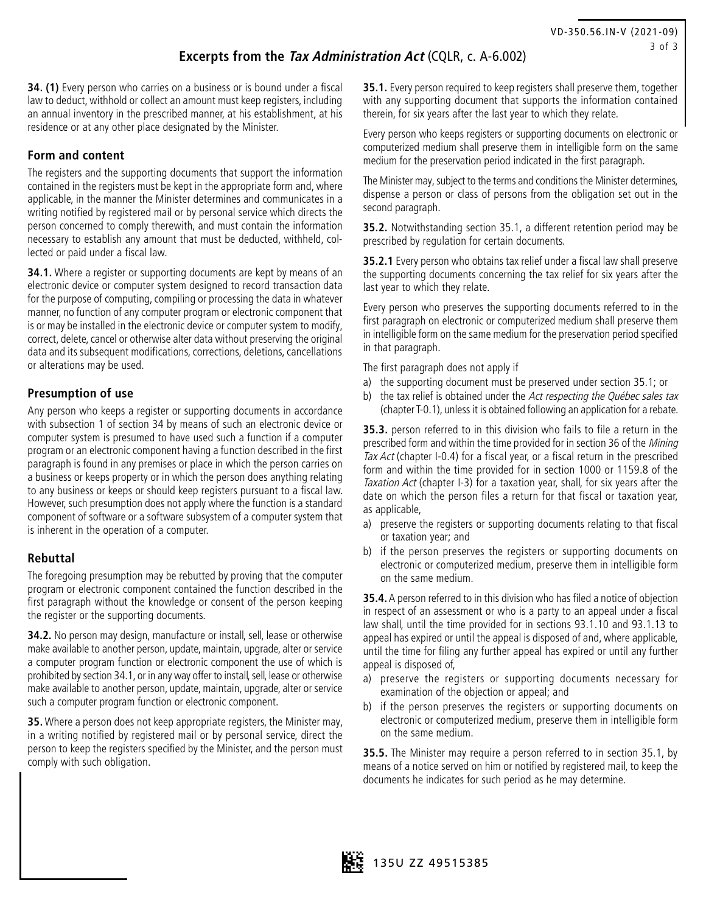# Excerpts from the *Tax Administration Act* (CQLR, c. A-6.002)

**34. (1)** Every person who carries on a business or is bound under a fiscal law to deduct, withhold or collect an amount must keep registers, including an annual inventory in the prescribed manner, at his establishment, at his residence or at any other place designated by the Minister.

### Form and content

The registers and the supporting documents that support the information contained in the registers must be kept in the appropriate form and, where applicable, in the manner the Minister determines and communicates in a writing notified by registered mail or by personal service which directs the person concerned to comply therewith, and must contain the information necessary to establish any amount that must be deducted, withheld, collected or paid under a fiscal law.

**34.1.** Where a register or supporting documents are kept by means of an electronic device or computer system designed to record transaction data for the purpose of computing, compiling or processing the data in whatever manner, no function of any computer program or electronic component that is or may be installed in the electronic device or computer system to modify, correct, delete, cancel or otherwise alter data without preserving the original data and its subsequent modifications, corrections, deletions, cancellations or alterations may be used.

### Presumption of use

Any person who keeps a register or supporting documents in accordance with subsection 1 of section 34 by means of such an electronic device or computer system is presumed to have used such a function if a computer program or an electronic component having a function described in the first paragraph is found in any premises or place in which the person carries on a business or keeps property or in which the person does anything relating to any business or keeps or should keep registers pursuant to a fiscal law. However, such presumption does not apply where the function is a standard component of software or a software subsystem of a computer system that is inherent in the operation of a computer.

### Rebuttal

The foregoing presumption may be rebutted by proving that the computer program or electronic component contained the function described in the first paragraph without the knowledge or consent of the person keeping the register or the supporting documents.

**34.2.** No person may design, manufacture or install, sell, lease or otherwise make available to another person, update, maintain, upgrade, alter or service a computer program function or electronic component the use of which is prohibited by section 34.1, or in any way offer to install, sell, lease or otherwise make available to another person, update, maintain, upgrade, alter or service such a computer program function or electronic component.

**35.** Where a person does not keep appropriate registers, the Minister may, in a writing notified by registered mail or by personal service, direct the person to keep the registers specified by the Minister, and the person must comply with such obligation.

**35.1.** Every person required to keep registers shall preserve them, together with any supporting document that supports the information contained therein, for six years after the last year to which they relate.

Every person who keeps registers or supporting documents on electronic or computerized medium shall preserve them in intelligible form on the same medium for the preservation period indicated in the first paragraph.

The Minister may, subject to the terms and conditions the Minister determines, dispense a person or class of persons from the obligation set out in the second paragraph.

**35.2.** Notwithstanding section 35.1, a different retention period may be prescribed by regulation for certain documents.

**35.2.1** Every person who obtains tax relief under a fiscal law shall preserve the supporting documents concerning the tax relief for six years after the last year to which they relate.

Every person who preserves the supporting documents referred to in the first paragraph on electronic or computerized medium shall preserve them in intelligible form on the same medium for the preservation period specified in that paragraph.

The first paragraph does not apply if

a) the supporting document must be preserved under section 35.1; or
b) the tax relief is obtained under the *Act respecting the Québec sales tax* (chapter T-0.1), unless it is obtained following an application for a rebate.

**35.3.** person referred to in this division who fails to file a return in the prescribed form and within the time provided for in section 36 of the *Mining Tax Act* (chapter I-0.4) for a fiscal year, or a fiscal return in the prescribed form and within the time provided for in section 1000 or 1159.8 of the *Taxation Act* (chapter I-3) for a taxation year, shall, for six years after the date on which the person files a return for that fiscal or taxation year, as applicable,

a) preserve the registers or supporting documents relating to that fiscal or taxation year; and
b) if the person preserves the registers or supporting documents on electronic or computerized medium, preserve them in intelligible form on the same medium.

**35.4.** A person referred to in this division who has filed a notice of objection in respect of an assessment or who is a party to an appeal under a fiscal law shall, until the time provided for in sections 93.1.10 and 93.1.13 to appeal has expired or until the appeal is disposed of and, where applicable, until the time for filing any further appeal has expired or until any further appeal is disposed of,

a) preserve the registers or supporting documents necessary for examination of the objection or appeal; and
b) if the person preserves the registers or supporting documents on electronic or computerized medium, preserve them in intelligible form on the same medium.

**35.5.** The Minister may require a person referred to in section 35.1, by means of a notice served on him or notified by registered mail, to keep the documents he indicates for such period as he may determine.